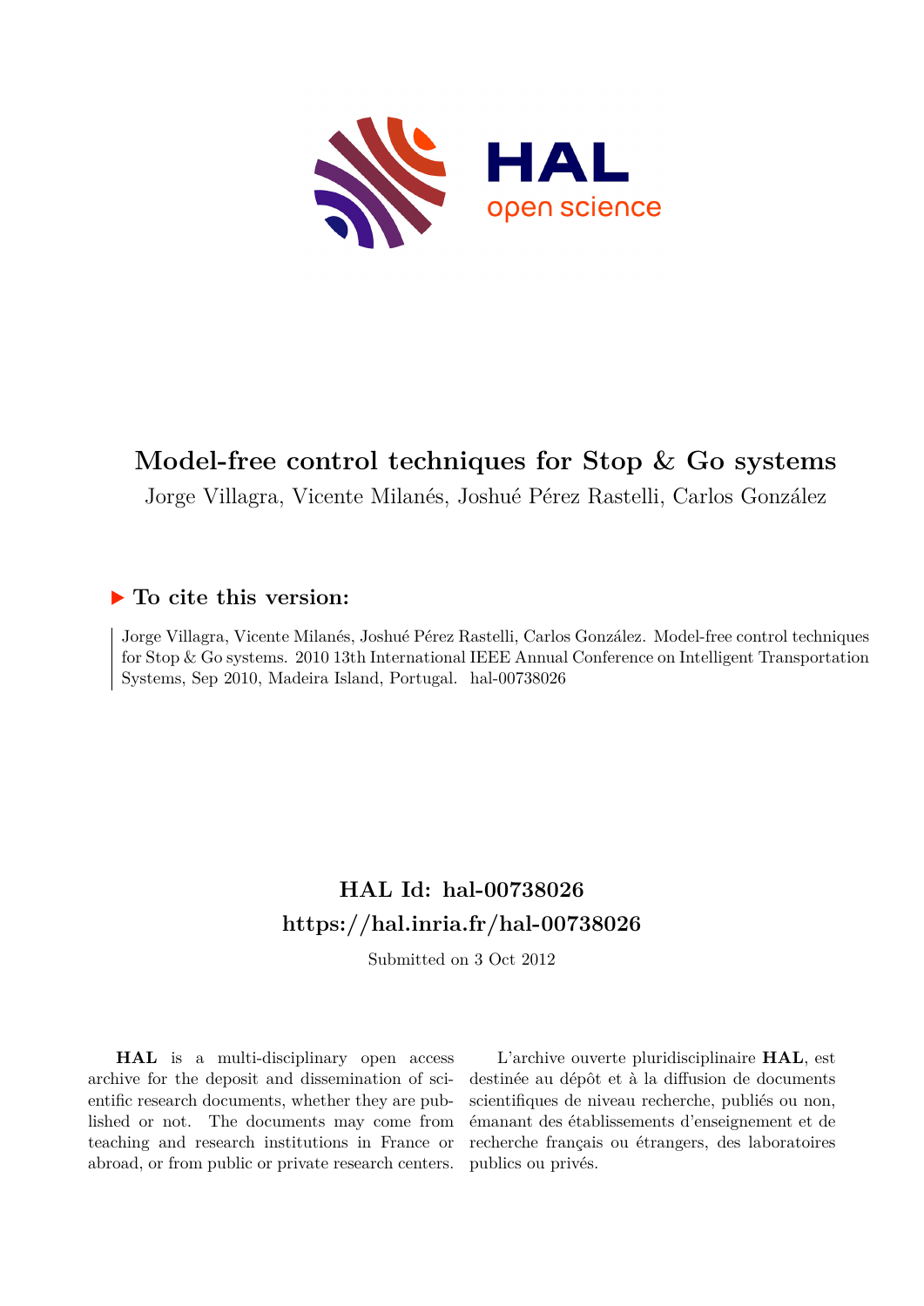# Model-free control techniques for Stop & Go systems

Jorge Villagra, Vicente Milanés, Joshué Pérez Rastelli, Carlos González

## ▶ To cite this version:

Jorge Villagra, Vicente Milanés, Joshué Pérez Rastelli, Carlos González. Model-free control techniques for Stop & Go systems. 2010 13th International IEEE Annual Conference on Intelligent Transportation Systems, Sep 2010, Madeira Island, Portugal. hal-00738026

## HAL Id: hal-00738026
## https://hal.inria.fr/hal-00738026

Submitted on 3 Oct 2012

**HAL** is a multi-disciplinary open access archive for the deposit and dissemination of scientific research documents, whether they are published or not. The documents may come from teaching and research institutions in France or abroad, or from public or private research centers.

L'archive ouverte pluridisciplinaire **HAL**, est destinée au dépôt et à la diffusion de documents scientifiques de niveau recherche, publiés ou non, émanant des établissements d'enseignement et de recherche français ou étrangers, des laboratoires publics ou privés.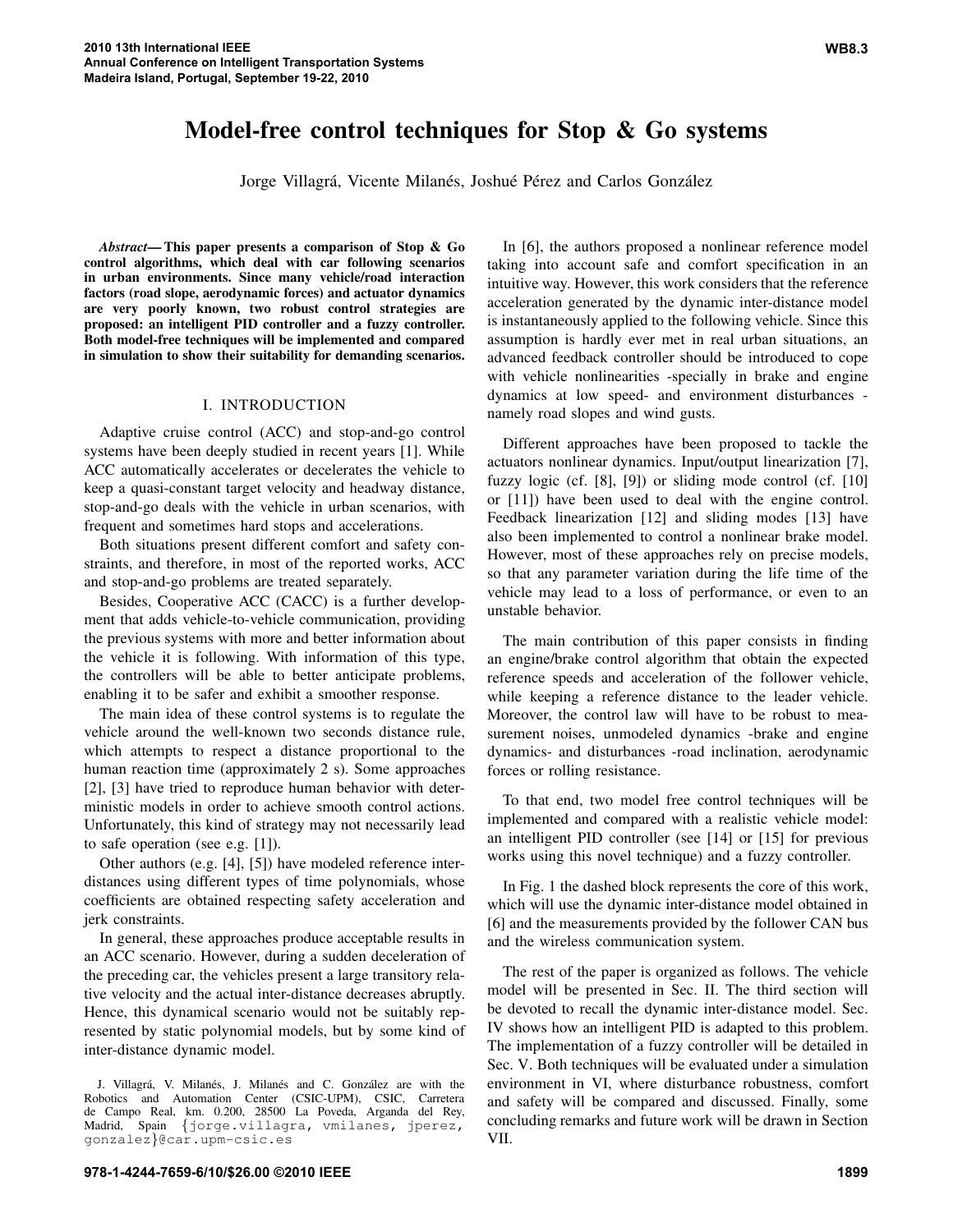# Model-free control techniques for Stop & Go systems

Jorge Villagrá, Vicente Milanés, Joshué Pérez and Carlos González

***Abstract*— This paper presents a comparison of Stop & Go control algorithms, which deal with car following scenarios in urban environments. Since many vehicle/road interaction factors (road slope, aerodynamic forces) and actuator dynamics are very poorly known, two robust control strategies are proposed: an intelligent PID controller and a fuzzy controller. Both model-free techniques will be implemented and compared in simulation to show their suitability for demanding scenarios.**

## I. INTRODUCTION

Adaptive cruise control (ACC) and stop-and-go control systems have been deeply studied in recent years [1]. While ACC automatically accelerates or decelerates the vehicle to keep a quasi-constant target velocity and headway distance, stop-and-go deals with the vehicle in urban scenarios, with frequent and sometimes hard stops and accelerations.

Both situations present different comfort and safety constraints, and therefore, in most of the reported works, ACC and stop-and-go problems are treated separately.

Besides, Cooperative ACC (CACC) is a further development that adds vehicle-to-vehicle communication, providing the previous systems with more and better information about the vehicle it is following. With information of this type, the controllers will be able to better anticipate problems, enabling it to be safer and exhibit a smoother response.

The main idea of these control systems is to regulate the vehicle around the well-known two seconds distance rule, which attempts to respect a distance proportional to the human reaction time (approximately 2 s). Some approaches [2], [3] have tried to reproduce human behavior with deterministic models in order to achieve smooth control actions. Unfortunately, this kind of strategy may not necessarily lead to safe operation (see e.g. [1]).

Other authors (e.g. [4], [5]) have modeled reference inter-distances using different types of time polynomials, whose coefficients are obtained respecting safety acceleration and jerk constraints.

In general, these approaches produce acceptable results in an ACC scenario. However, during a sudden deceleration of the preceding car, the vehicles present a large transitory relative velocity and the actual inter-distance decreases abruptly. Hence, this dynamical scenario would not be suitably represented by static polynomial models, but by some kind of inter-distance dynamic model.

In [6], the authors proposed a nonlinear reference model taking into account safe and comfort specification in an intuitive way. However, this work considers that the reference acceleration generated by the dynamic inter-distance model is instantaneously applied to the following vehicle. Since this assumption is hardly ever met in real urban situations, an advanced feedback controller should be introduced to cope with vehicle nonlinearities -specially in brake and engine dynamics at low speed- and environment disturbances - namely road slopes and wind gusts.

Different approaches have been proposed to tackle the actuators nonlinear dynamics. Input/output linearization [7], fuzzy logic (cf. [8], [9]) or sliding mode control (cf. [10] or [11]) have been used to deal with the engine control. Feedback linearization [12] and sliding modes [13] have also been implemented to control a nonlinear brake model. However, most of these approaches rely on precise models, so that any parameter variation during the life time of the vehicle may lead to a loss of performance, or even to an unstable behavior.

The main contribution of this paper consists in finding an engine/brake control algorithm that obtain the expected reference speeds and acceleration of the follower vehicle, while keeping a reference distance to the leader vehicle. Moreover, the control law will have to be robust to measurement noises, unmodeled dynamics -brake and engine dynamics- and disturbances -road inclination, aerodynamic forces or rolling resistance.

To that end, two model free control techniques will be implemented and compared with a realistic vehicle model: an intelligent PID controller (see [14] or [15] for previous works using this novel technique) and a fuzzy controller.

In Fig. 1 the dashed block represents the core of this work, which will use the dynamic inter-distance model obtained in [6] and the measurements provided by the follower CAN bus and the wireless communication system.

The rest of the paper is organized as follows. The vehicle model will be presented in Sec. II. The third section will be devoted to recall the dynamic inter-distance model. Sec. IV shows how an intelligent PID is adapted to this problem. The implementation of a fuzzy controller will be detailed in Sec. V. Both techniques will be evaluated under a simulation environment in VI, where disturbance robustness, comfort and safety will be compared and discussed. Finally, some concluding remarks and future work will be drawn in Section VII.

J. Villagrá, V. Milanés, J. Milanés and C. González are with the Robotics and Automation Center (CSIC-UPM), CSIC, Carretera de Campo Real, km. 0.200, 28500 La Poveda, Arganda del Rey, Madrid, Spain {jorge.villagra, vmilanes, jperez, gonzalez}@car.upm-csic.es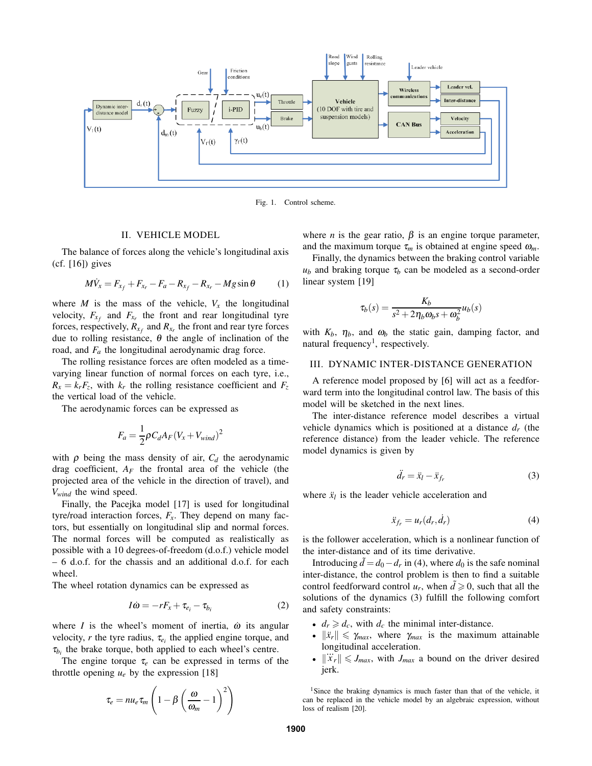Fig. 1. Control scheme.

## II. VEHICLE MODEL

The balance of forces along the vehicle's longitudinal axis (cf. [16]) gives

$$M\dot{V}_x = F_{x_f} + F_{x_r} - F_a - R_{x_f} - R_{x_r} - Mg\sin\theta \tag{1}$$

where $M$ is the mass of the vehicle, $V_x$ the longitudinal velocity, $F_{x_f}$ and $F_{x_r}$ the front and rear longitudinal tyre forces, respectively, $R_{x_f}$ and $R_{x_r}$ the front and rear tyre forces due to rolling resistance, $\theta$ the angle of inclination of the road, and $F_a$ the longitudinal aerodynamic drag force.

The rolling resistance forces are often modeled as a time-varying linear function of normal forces on each tyre, i.e., $R_x = k_r F_z$, with $k_r$ the rolling resistance coefficient and $F_z$ the vertical load of the vehicle.

The aerodynamic forces can be expressed as

$$F_a = \frac{1}{2}\rho C_d A_F (V_x + V_{wind})^2$$

with $\rho$ being the mass density of air, $C_d$ the aerodynamic drag coefficient, $A_F$ the frontal area of the vehicle (the projected area of the vehicle in the direction of travel), and $V_{wind}$ the wind speed.

Finally, the Pacejka model [17] is used for longitudinal tyre/road interaction forces, $F_x$. They depend on many factors, but essentially on longitudinal slip and normal forces. The normal forces will be computed as realistically as possible with a 10 degrees-of-freedom (d.o.f.) vehicle model – 6 d.o.f. for the chassis and an additional d.o.f. for each wheel.

The wheel rotation dynamics can be expressed as

$$I\dot{\omega} = -rF_x + \tau_{e_i} - \tau_{b_i} \tag{2}$$

where $I$ is the wheel's moment of inertia, $\dot{\omega}$ its angular velocity, $r$ the tyre radius, $\tau_{e_i}$ the applied engine torque, and $\tau_{b_i}$ the brake torque, both applied to each wheel's centre.

The engine torque $\tau_e$ can be expressed in terms of the throttle opening $u_e$ by the expression [18]

$$\tau_e = n u_e \tau_m \left(1 - \beta\left(\frac{\omega}{\omega_m} - 1\right)^2\right)$$

where $n$ is the gear ratio, $\beta$ is an engine torque parameter, and the maximum torque $\tau_m$ is obtained at engine speed $\omega_m$.

Finally, the dynamics between the braking control variable $u_b$ and braking torque $\tau_b$ can be modeled as a second-order linear system [19]

$$\tau_b(s) = \frac{K_b}{s^2 + 2\eta_b\omega_b s + \omega_b^2} u_b(s)$$

with $K_b$, $\eta_b$, and $\omega_b$ the static gain, damping factor, and natural frequency[1], respectively.

## III. DYNAMIC INTER-DISTANCE GENERATION

A reference model proposed by [6] will act as a feedforward term into the longitudinal control law. The basis of this model will be sketched in the next lines.

The inter-distance reference model describes a virtual vehicle dynamics which is positioned at a distance $d_r$ (the reference distance) from the leader vehicle. The reference model dynamics is given by

$$\ddot{d}_r = \ddot{x}_l - \ddot{x}_{f_r} \tag{3}$$

where $\ddot{x}_l$ is the leader vehicle acceleration and

$$\ddot{x}_{f_r} = u_r(d_r, \dot{d}_r) \tag{4}$$

is the follower acceleration, which is a nonlinear function of the inter-distance and of its time derivative.

Introducing $\tilde{d} = d_0 - d_r$ in (4), where $d_0$ is the safe nominal inter-distance, the control problem is then to find a suitable control feedforward control $u_r$, when $\tilde{d} \geqslant 0$, such that all the solutions of the dynamics (3) fulfill the following comfort and safety constraints:

- $d_r \geqslant d_c$, with $d_c$ the minimal inter-distance.
- $\|\ddot{x}_r\| \leqslant \gamma_{max}$, where $\gamma_{max}$ is the maximum attainable longitudinal acceleration.
- $\|\dddot{x}_r\| \leqslant J_{max}$, with $J_{max}$ a bound on the driver desired jerk.

[1] Since the braking dynamics is much faster than that of the vehicle, it can be replaced in the vehicle model by an algebraic expression, without loss of realism [20].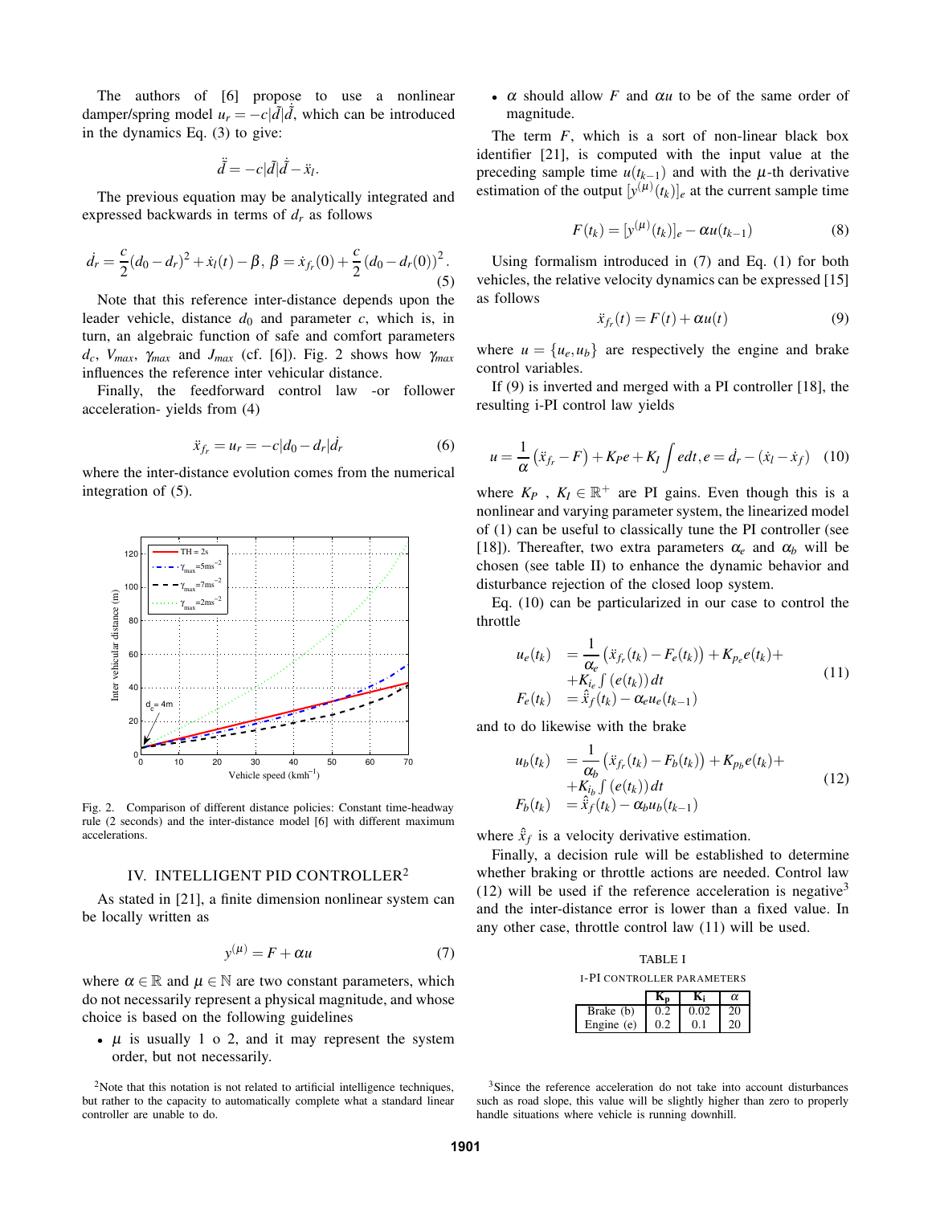The authors of [6] propose to use a nonlinear damper/spring model $u_r = -c|\tilde{d}|\dot{\tilde{d}}$, which can be introduced in the dynamics Eq. (3) to give:

$$\ddot{\tilde{d}} = -c|\tilde{d}|\dot{\tilde{d}} - \ddot{x}_l.$$

The previous equation may be analytically integrated and expressed backwards in terms of $d_r$ as follows

$$\dot{d}_r = \frac{c}{2}(d_0 - d_r)^2 + \dot{x}_l(t) - \beta,\; \beta = \dot{x}_{f_r}(0) + \frac{c}{2}\left(d_0 - d_r(0)\right)^2. \tag{5}$$

Note that this reference inter-distance depends upon the leader vehicle, distance $d_0$ and parameter $c$, which is, in turn, an algebraic function of safe and comfort parameters $d_c$, $V_{max}$, $\gamma_{max}$ and $J_{max}$ (cf. [6]). Fig. 2 shows how $\gamma_{max}$ influences the reference inter vehicular distance.

Finally, the feedforward control law -or follower acceleration- yields from (4)

$$\ddot{x}_{f_r} = u_r = -c|d_0 - d_r|\dot{d}_r \tag{6}$$

where the inter-distance evolution comes from the numerical integration of (5).

Fig. 2. Comparison of different distance policies: Constant time-headway rule (2 seconds) and the inter-distance model [6] with different maximum accelerations.

## IV. INTELLIGENT PID CONTROLLER[2]

As stated in [21], a finite dimension nonlinear system can be locally written as

$$y^{(\mu)} = F + \alpha u \tag{7}$$

where $\alpha \in \mathbb{R}$ and $\mu \in \mathbb{N}$ are two constant parameters, which do not necessarily represent a physical magnitude, and whose choice is based on the following guidelines

- $\mu$ is usually 1 o 2, and it may represent the system order, but not necessarily.
- $\alpha$ should allow $F$ and $\alpha u$ to be of the same order of magnitude.

The term $F$, which is a sort of non-linear black box identifier [21], is computed with the input value at the preceding sample time $u(t_{k-1})$ and with the $\mu$-th derivative estimation of the output $[y^{(\mu)}(t_k)]_e$ at the current sample time

$$F(t_k) = [y^{(\mu)}(t_k)]_e - \alpha u(t_{k-1}) \tag{8}$$

Using formalism introduced in (7) and Eq. (1) for both vehicles, the relative velocity dynamics can be expressed [15] as follows

$$\ddot{x}_{f_r}(t) = F(t) + \alpha u(t) \tag{9}$$

where $u = \{u_e, u_b\}$ are respectively the engine and brake control variables.

If (9) is inverted and merged with a PI controller [18], the resulting i-PI control law yields

$$u = \frac{1}{\alpha}\left(\ddot{x}_{f_r} - F\right) + K_P e + K_I \int e dt, e = \dot{d}_r - (\dot{x}_l - \dot{x}_f) \tag{10}$$

where $K_P$ , $K_I \in \mathbb{R}^+$ are PI gains. Even though this is a nonlinear and varying parameter system, the linearized model of (1) can be useful to classically tune the PI controller (see [18]). Thereafter, two extra parameters $\alpha_e$ and $\alpha_b$ will be chosen (see table II) to enhance the dynamic behavior and disturbance rejection of the closed loop system.

Eq. (10) can be particularized in our case to control the throttle

$$\begin{aligned} u_e(t_k) &= \frac{1}{\alpha_e}\left(\ddot{x}_{f_r}(t_k) - F_e(t_k)\right) + K_{p_e} e(t_k) + \\ &+ K_{i_e} \int \left(e(t_k)\right) dt \\ F_e(t_k) &= \hat{\ddot{x}}_f(t_k) - \alpha_e u_e(t_{k-1}) \end{aligned} \tag{11}$$

and to do likewise with the brake

$$\begin{aligned} u_b(t_k) &= \frac{1}{\alpha_b}\left(\ddot{x}_{f_r}(t_k) - F_b(t_k)\right) + K_{p_b} e(t_k) + \\ &+ K_{i_b} \int \left(e(t_k)\right) dt \\ F_b(t_k) &= \hat{\ddot{x}}_f(t_k) - \alpha_b u_b(t_{k-1}) \end{aligned} \tag{12}$$

where $\hat{\ddot{x}}_f$ is a velocity derivative estimation.

Finally, a decision rule will be established to determine whether braking or throttle actions are needed. Control law (12) will be used if the reference acceleration is negative[3] and the inter-distance error is lower than a fixed value. In any other case, throttle control law (11) will be used.

TABLE I

I-PI CONTROLLER PARAMETERS

| | $\mathbf{K_p}$ | $\mathbf{K_i}$ | $\alpha$ |
|---|---|---|---|
| Brake (b) | 0.2 | 0.02 | 20 |
| Engine (e) | 0.2 | 0.1 | 20 |

[2]Note that this notation is not related to artificial intelligence techniques, but rather to the capacity to automatically complete what a standard linear controller are unable to do.

[3]Since the reference acceleration do not take into account disturbances such as road slope, this value will be slightly higher than zero to properly handle situations where vehicle is running downhill.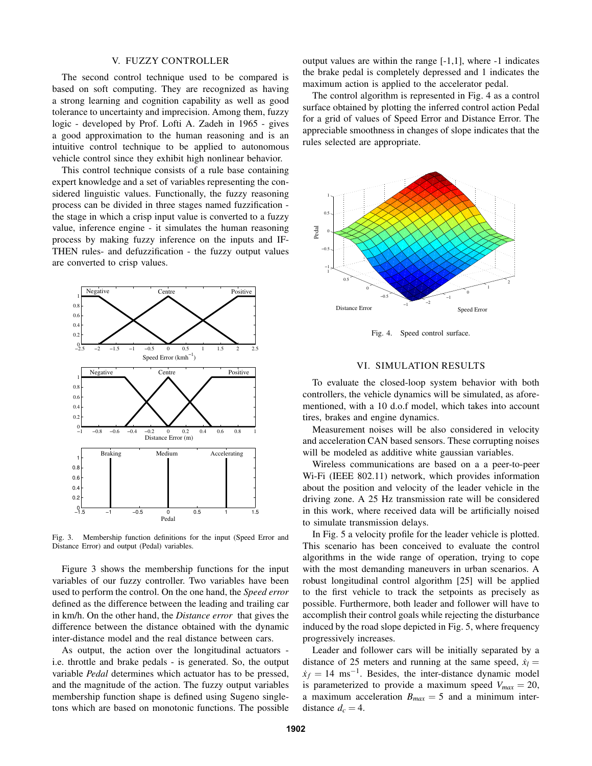## V. FUZZY CONTROLLER

The second control technique used to be compared is based on soft computing. They are recognized as having a strong learning and cognition capability as well as good tolerance to uncertainty and imprecision. Among them, fuzzy logic - developed by Prof. Lofti A. Zadeh in 1965 - gives a good approximation to the human reasoning and is an intuitive control technique to be applied to autonomous vehicle control since they exhibit high nonlinear behavior.

This control technique consists of a rule base containing expert knowledge and a set of variables representing the considered linguistic values. Functionally, the fuzzy reasoning process can be divided in three stages named fuzzification - the stage in which a crisp input value is converted to a fuzzy value, inference engine - it simulates the human reasoning process by making fuzzy inference on the inputs and IF-THEN rules- and defuzzification - the fuzzy output values are converted to crisp values.

Fig. 3. Membership function definitions for the input (Speed Error and Distance Error) and output (Pedal) variables.

Figure 3 shows the membership functions for the input variables of our fuzzy controller. Two variables have been used to perform the control. On the one hand, the *Speed error* defined as the difference between the leading and trailing car in km/h. On the other hand, the *Distance error* that gives the difference between the distance obtained with the dynamic inter-distance model and the real distance between cars.

As output, the action over the longitudinal actuators - i.e. throttle and brake pedals - is generated. So, the output variable *Pedal* determines which actuator has to be pressed, and the magnitude of the action. The fuzzy output variables membership function shape is defined using Sugeno singletons which are based on monotonic functions. The possible output values are within the range [-1,1], where -1 indicates the brake pedal is completely depressed and 1 indicates the maximum action is applied to the accelerator pedal.

The control algorithm is represented in Fig. 4 as a control surface obtained by plotting the inferred control action Pedal for a grid of values of Speed Error and Distance Error. The appreciable smoothness in changes of slope indicates that the rules selected are appropriate.

Fig. 4. Speed control surface.

## VI. SIMULATION RESULTS

To evaluate the closed-loop system behavior with both controllers, the vehicle dynamics will be simulated, as aforementioned, with a 10 d.o.f model, which takes into account tires, brakes and engine dynamics.

Measurement noises will be also considered in velocity and acceleration CAN based sensors. These corrupting noises will be modeled as additive white gaussian variables.

Wireless communications are based on a a peer-to-peer Wi-Fi (IEEE 802.11) network, which provides information about the position and velocity of the leader vehicle in the driving zone. A 25 Hz transmission rate will be considered in this work, where received data will be artificially noised to simulate transmission delays.

In Fig. 5 a velocity profile for the leader vehicle is plotted. This scenario has been conceived to evaluate the control algorithms in the wide range of operation, trying to cope with the most demanding maneuvers in urban scenarios. A robust longitudinal control algorithm [25] will be applied to the first vehicle to track the setpoints as precisely as possible. Furthermore, both leader and follower will have to accomplish their control goals while rejecting the disturbance induced by the road slope depicted in Fig. 5, where frequency progressively increases.

Leader and follower cars will be initially separated by a distance of 25 meters and running at the same speed, $\dot{x}_l = \dot{x}_f = 14$ ms$^{-1}$. Besides, the inter-distance dynamic model is parameterized to provide a maximum speed $V_{max} = 20$, a maximum acceleration $B_{max} = 5$ and a minimum inter-distance $d_c = 4$.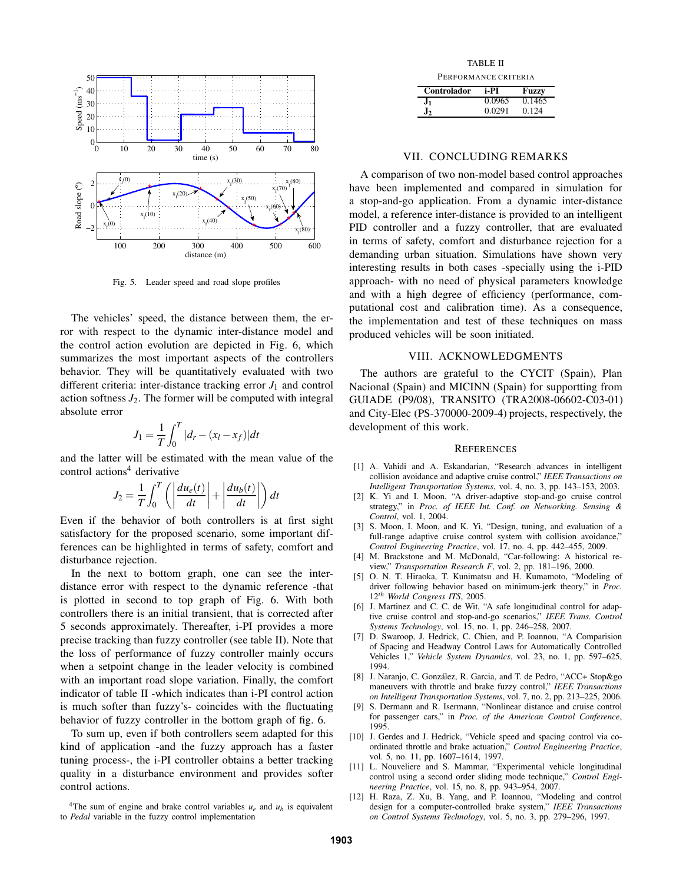Fig. 5. Leader speed and road slope profiles

The vehicles' speed, the distance between them, the error with respect to the dynamic inter-distance model and the control action evolution are depicted in Fig. 6, which summarizes the most important aspects of the controllers behavior. They will be quantitatively evaluated with two different criteria: inter-distance tracking error $J_1$ and control action softness $J_2$. The former will be computed with integral absolute error

$$J_1 = \frac{1}{T}\int_0^T |d_r - (x_l - x_f)|dt$$

and the latter will be estimated with the mean value of the control actions[4] derivative

$$J_2 = \frac{1}{T}\int_0^T \left( \left|\frac{du_e(t)}{dt}\right| + \left|\frac{du_b(t)}{dt}\right| \right) dt$$

Even if the behavior of both controllers is at first sight satisfactory for the proposed scenario, some important differences can be highlighted in terms of safety, comfort and disturbance rejection.

In the next to bottom graph, one can see the inter-distance error with respect to the dynamic reference -that is plotted in second to top graph of Fig. 6. With both controllers there is an initial transient, that is corrected after 5 seconds approximately. Thereafter, i-PI provides a more precise tracking than fuzzy controller (see table II). Note that the loss of performance of fuzzy controller mainly occurs when a setpoint change in the leader velocity is combined with an important road slope variation. Finally, the comfort indicator of table II -which indicates than i-PI control action is much softer than fuzzy's- coincides with the fluctuating behavior of fuzzy controller in the bottom graph of fig. 6.

To sum up, even if both controllers seem adapted for this kind of application -and the fuzzy approach has a faster tuning process-, the i-PI controller obtains a better tracking quality in a disturbance environment and provides softer control actions.

[4]The sum of engine and brake control variables $u_e$ and $u_b$ is equivalent to *Pedal* variable in the fuzzy control implementation

TABLE II

PERFORMANCE CRITERIA

| Controlador | i-PI | Fuzzy |
|---|---|---|
| $J_1$ | 0.0965 | 0.1465 |
| $J_2$ | 0.0291 | 0.124 |

## VII. CONCLUDING REMARKS

A comparison of two non-model based control approaches have been implemented and compared in simulation for a stop-and-go application. From a dynamic inter-distance model, a reference inter-distance is provided to an intelligent PID controller and a fuzzy controller, that are evaluated in terms of safety, comfort and disturbance rejection for a demanding urban situation. Simulations have shown very interesting results in both cases -specially using the i-PID approach- with no need of physical parameters knowledge and with a high degree of efficiency (performance, computational cost and calibration time). As a consequence, the implementation and test of these techniques on mass produced vehicles will be soon initiated.

## VIII. ACKNOWLEDGMENTS

The authors are grateful to the CYCIT (Spain), Plan Nacional (Spain) and MICINN (Spain) for supportting from GUIADE (P9/08), TRANSITO (TRA2008-06602-C03-01) and City-Elec (PS-370000-2009-4) projects, respectively, the development of this work.

## REFERENCES

[1] A. Vahidi and A. Eskandarian, "Research advances in intelligent collision avoidance and adaptive cruise control," *IEEE Transactions on Intelligent Transportation Systems*, vol. 4, no. 3, pp. 143–153, 2003.

[2] K. Yi and I. Moon, "A driver-adaptive stop-and-go cruise control strategy," in *Proc. of IEEE Int. Conf. on Networking. Sensing & Control*, vol. 1, 2004.

[3] S. Moon, I. Moon, and K. Yi, "Design, tuning, and evaluation of a full-range adaptive cruise control system with collision avoidance," *Control Engineering Practice*, vol. 17, no. 4, pp. 442–455, 2009.

[4] M. Brackstone and M. McDonald, "Car-following: A historical review," *Transportation Research F*, vol. 2, pp. 181–196, 2000.

[5] O. N. T. Hiraoka, T. Kunimatsu and H. Kumamoto, "Modeling of driver following behavior based on minimum-jerk theory," in *Proc. 12th World Congress ITS*, 2005.

[6] J. Martinez and C. C. de Wit, "A safe longitudinal control for adaptive cruise control and stop-and-go scenarios," *IEEE Trans. Control Systems Technology*, vol. 15, no. 1, pp. 246–258, 2007.

[7] D. Swaroop, J. Hedrick, C. Chien, and P. Ioannou, "A Comparision of Spacing and Headway Control Laws for Automatically Controlled Vehicles 1," *Vehicle System Dynamics*, vol. 23, no. 1, pp. 597–625, 1994.

[8] J. Naranjo, C. González, R. Garcia, and T. de Pedro, "ACC+ Stop&go maneuvers with throttle and brake fuzzy control," *IEEE Transactions on Intelligent Transportation Systems*, vol. 7, no. 2, pp. 213–225, 2006.

[9] S. Dermann and R. Isermann, "Nonlinear distance and cruise control for passenger cars," in *Proc. of the American Control Conference*, 1995.

[10] J. Gerdes and J. Hedrick, "Vehicle speed and spacing control via coordinated throttle and brake actuation," *Control Engineering Practice*, vol. 5, no. 11, pp. 1607–1614, 1997.

[11] L. Nouveliere and S. Mammar, "Experimental vehicle longitudinal control using a second order sliding mode technique," *Control Engineering Practice*, vol. 15, no. 8, pp. 943–954, 2007.

[12] H. Raza, Z. Xu, B. Yang, and P. Ioannou, "Modeling and control design for a computer-controlled brake system," *IEEE Transactions on Control Systems Technology*, vol. 5, no. 3, pp. 279–296, 1997.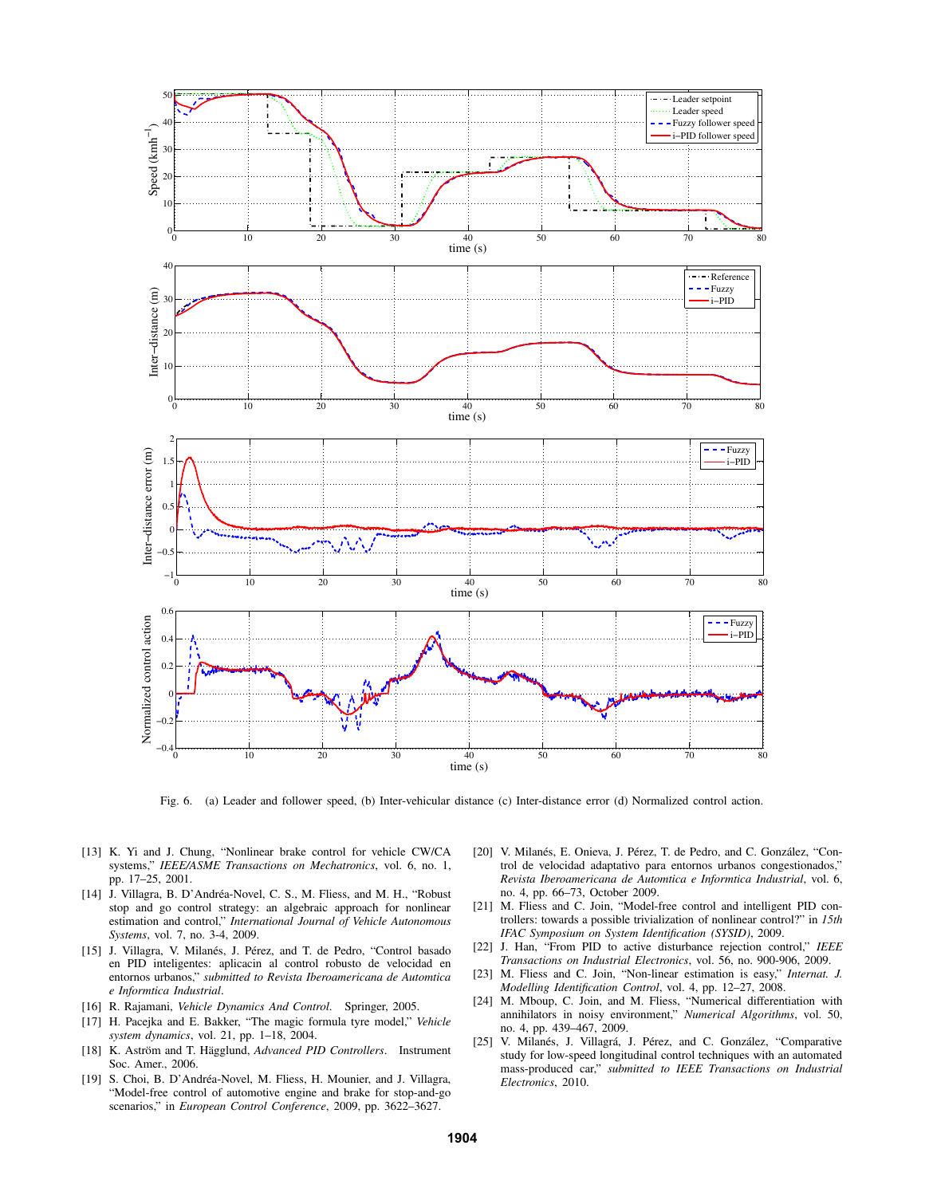Speed (kmh$^{-1}$)

50
40
30
20
10
0

0 10 20 30 40 50 60 70 80

time (s)

Leader setpoint
Leader speed
Fuzzy follower speed
i–PID follower speed

Inter–distance (m)

40
30
20
10
0

0 10 20 30 40 50 60 70 80

time (s)

Reference
Fuzzy
i–PID

Inter–distance error (m)

2
1.5
1
0.5
0
−0.5
−1

0 10 20 30 40 50 60 70 80

time (s)

Fuzzy
i–PID

Normalized control action

0.6
0.4
0.2
0
−0.2
−0.4

0 10 20 30 40 50 60 70 80

time (s)

Fuzzy
i–PID

Fig. 6. (a) Leader and follower speed, (b) Inter-vehicular distance (c) Inter-distance error (d) Normalized control action.

[13] K. Yi and J. Chung, "Nonlinear brake control for vehicle CW/CA systems," *IEEE/ASME Transactions on Mechatronics*, vol. 6, no. 1, pp. 17–25, 2001.

[14] J. Villagra, B. D'Andréa-Novel, C. S., M. Fliess, and M. H., "Robust stop and go control strategy: an algebraic approach for nonlinear estimation and control," *International Journal of Vehicle Autonomous Systems*, vol. 7, no. 3-4, 2009.

[15] J. Villagra, V. Milanés, J. Pérez, and T. de Pedro, "Control basado en PID inteligentes: aplicacin al control robusto de velocidad en entornos urbanos," *submitted to Revista Iberoamericana de Automtica e Informtica Industrial*.

[16] R. Rajamani, *Vehicle Dynamics And Control*. Springer, 2005.

[17] H. Pacejka and E. Bakker, "The magic formula tyre model," *Vehicle system dynamics*, vol. 21, pp. 1–18, 2004.

[18] K. Aström and T. Hägglund, *Advanced PID Controllers*. Instrument Soc. Amer., 2006.

[19] S. Choi, B. D'Andréa-Novel, M. Fliess, H. Mounier, and J. Villagra, "Model-free control of automotive engine and brake for stop-and-go scenarios," in *European Control Conference*, 2009, pp. 3622–3627.

[20] V. Milanés, E. Onieva, J. Pérez, T. de Pedro, and C. González, "Control de velocidad adaptativo para entornos urbanos congestionados," *Revista Iberoamericana de Automtica e Informtica Industrial*, vol. 6, no. 4, pp. 66–73, October 2009.

[21] M. Fliess and C. Join, "Model-free control and intelligent PID controllers: towards a possible trivialization of nonlinear control?" in *15th IFAC Symposium on System Identification (SYSID)*, 2009.

[22] J. Han, "From PID to active disturbance rejection control," *IEEE Transactions on Industrial Electronics*, vol. 56, no. 900-906, 2009.

[23] M. Fliess and C. Join, "Non-linear estimation is easy," *Internat. J. Modelling Identification Control*, vol. 4, pp. 12–27, 2008.

[24] M. Mboup, C. Join, and M. Fliess, "Numerical differentiation with annihilators in noisy environment," *Numerical Algorithms*, vol. 50, no. 4, pp. 439–467, 2009.

[25] V. Milanés, J. Villagrá, J. Pérez, and C. González, "Comparative study for low-speed longitudinal control techniques with an automated mass-produced car," *submitted to IEEE Transactions on Industrial Electronics*, 2010.